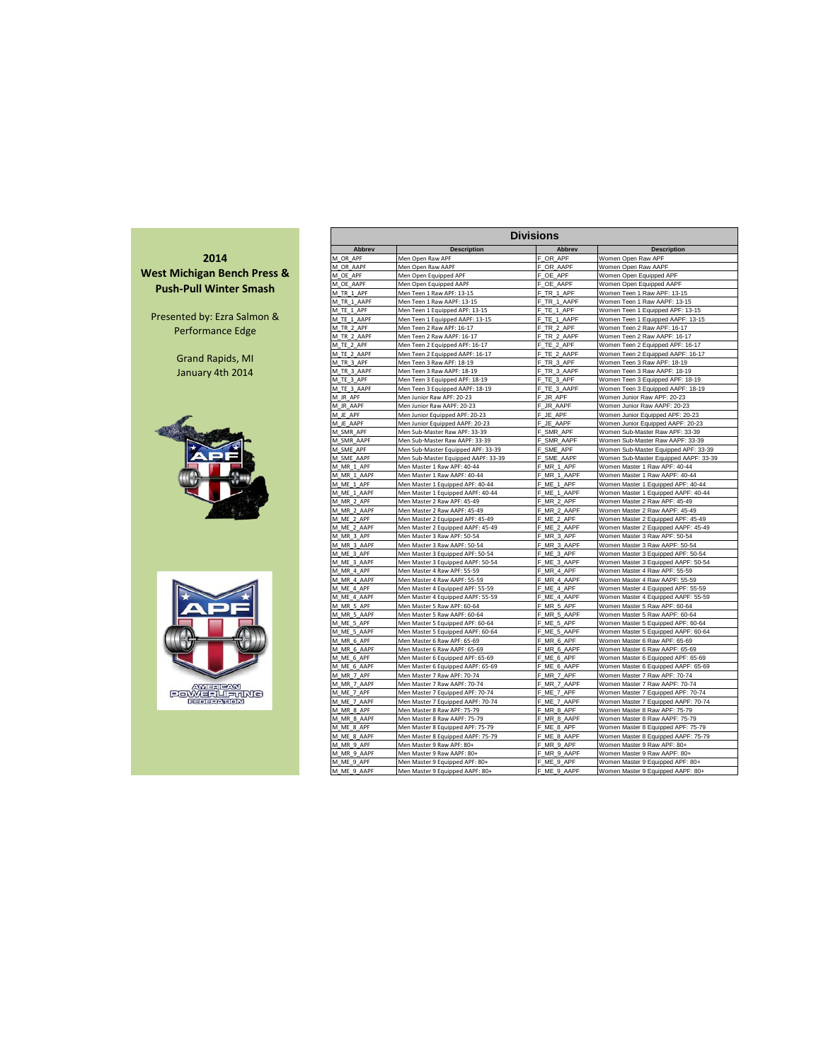## 2014

## West Michigan Bench Press & Push-Pull Winter Smash

Presented by: Ezra Salmon & Performance Edge

Grand Rapids, MI
January 4th 2014

AMERICAN POWERLIFTING FEDERATION

### Divisions

| Abbrev | Description | Abbrev | Description |
|---|---|---|---|
| M_OR_APF | Men Open Raw APF | F_OR_APF | Women Open Raw APF |
| M_OR_AAPF | Men Open Raw AAPF | F_OR_AAPF | Women Open Raw AAPF |
| M_OE_APF | Men Open Equipped APF | F_OE_APF | Women Open Equipped APF |
| M_OE_AAPF | Men Open Equipped AAPF | F_OE_AAPF | Women Open Equipped AAPF |
| M_TR_1_APF | Men Teen 1 Raw APF: 13-15 | F_TR_1_APF | Women Teen 1 Raw APF: 13-15 |
| M_TR_1_AAPF | Men Teen 1 Raw AAPF: 13-15 | F_TR_1_AAPF | Women Teen 1 Raw AAPF: 13-15 |
| M_TE_1_APF | Men Teen 1 Equipped APF: 13-15 | F_TE_1_APF | Women Teen 1 Equipped APF: 13-15 |
| M_TE_1_AAPF | Men Teen 1 Equipped AAPF: 13-15 | F_TE_1_AAPF | Women Teen 1 Equipped AAPF: 13-15 |
| M_TR_2_APF | Men Teen 2 Raw APF: 16-17 | F_TR_2_APF | Women Teen 2 Raw APF: 16-17 |
| M_TR_2_AAPF | Men Teen 2 Raw AAPF: 16-17 | F_TR_2_AAPF | Women Teen 2 Raw AAPF: 16-17 |
| M_TE_2_APF | Men Teen 2 Equipped APF: 16-17 | F_TE_2_APF | Women Teen 2 Equipped APF: 16-17 |
| M_TE_2_AAPF | Men Teen 2 Equipped AAPF: 16-17 | F_TE_2_AAPF | Women Teen 2 Equipped AAPF: 16-17 |
| M_TR_3_APF | Men Teen 3 Raw APF: 18-19 | F_TR_3_APF | Women Teen 3 Raw APF: 18-19 |
| M_TR_3_AAPF | Men Teen 3 Raw AAPF: 18-19 | F_TR_3_AAPF | Women Teen 3 Raw AAPF: 18-19 |
| M_TE_3_APF | Men Teen 3 Equipped APF: 18-19 | F_TE_3_APF | Women Teen 3 Equipped APF: 18-19 |
| M_TE_3_AAPF | Men Teen 3 Equipped AAPF: 18-19 | F_TE_3_AAPF | Women Teen 3 Equipped AAPF: 18-19 |
| M_JR_APF | Men Junior Raw APF: 20-23 | F_JR_APF | Women Junior Raw APF: 20-23 |
| M_JR_AAPF | Men Junior Raw AAPF: 20-23 | F_JR_AAPF | Women Junior Raw AAPF: 20-23 |
| M_JE_APF | Men Junior Equipped APF: 20-23 | F_JE_APF | Women Junior Equipped APF: 20-23 |
| M_JE_AAPF | Men Junior Equipped AAPF: 20-23 | F_JE_AAPF | Women Junior Equipped AAPF: 20-23 |
| M_SMR_APF | Men Sub-Master Raw APF: 33-39 | F_SMR_APF | Women Sub-Master Raw APF: 33-39 |
| M_SMR_AAPF | Men Sub-Master Raw AAPF: 33-39 | F_SMR_AAPF | Women Sub-Master Raw AAPF: 33-39 |
| M_SME_APF | Men Sub-Master Equipped APF: 33-39 | F_SME_APF | Women Sub-Master Equipped APF: 33-39 |
| M_SME_AAPF | Men Sub-Master Equipped AAPF: 33-39 | F_SME_AAPF | Women Sub-Master Equipped AAPF: 33-39 |
| M_MR_1_APF | Men Master 1 Raw APF: 40-44 | F_MR_1_APF | Women Master 1 Raw APF: 40-44 |
| M_MR_1_AAPF | Men Master 1 Raw AAPF: 40-44 | F_MR_1_AAPF | Women Master 1 Raw AAPF: 40-44 |
| M_ME_1_APF | Men Master 1 Equipped APF: 40-44 | F_ME_1_APF | Women Master 1 Equipped APF: 40-44 |
| M_ME_1_AAPF | Men Master 1 Equipped AAPF: 40-44 | F_ME_1_AAPF | Women Master 1 Equipped AAPF: 40-44 |
| M_MR_2_APF | Men Master 2 Raw APF: 45-49 | F_MR_2_APF | Women Master 2 Raw APF: 45-49 |
| M_MR_2_AAPF | Men Master 2 Raw AAPF: 45-49 | F_MR_2_AAPF | Women Master 2 Raw AAPF: 45-49 |
| M_ME_2_APF | Men Master 2 Equipped APF: 45-49 | F_ME_2_APF | Women Master 2 Equipped APF: 45-49 |
| M_ME_2_AAPF | Men Master 2 Equipped AAPF: 45-49 | F_ME_2_AAPF | Women Master 2 Equipped AAPF: 45-49 |
| M_MR_3_APF | Men Master 3 Raw APF: 50-54 | F_MR_3_APF | Women Master 3 Raw APF: 50-54 |
| M_MR_3_AAPF | Men Master 3 Raw AAPF: 50-54 | F_MR_3_AAPF | Women Master 3 Raw AAPF: 50-54 |
| M_ME_3_APF | Men Master 3 Equipped APF: 50-54 | F_ME_3_APF | Women Master 3 Equipped APF: 50-54 |
| M_ME_3_AAPF | Men Master 3 Equipped AAPF: 50-54 | F_ME_3_AAPF | Women Master 3 Equipped AAPF: 50-54 |
| M_MR_4_APF | Men Master 4 Raw APF: 55-59 | F_MR_4_APF | Women Master 4 Raw APF: 55-59 |
| M_MR_4_AAPF | Men Master 4 Raw AAPF: 55-59 | F_MR_4_AAPF | Women Master 4 Raw AAPF: 55-59 |
| M_ME_4_APF | Men Master 4 Equipped APF: 55-59 | F_ME_4_APF | Women Master 4 Equipped APF: 55-59 |
| M_ME_4_AAPF | Men Master 4 Equipped AAPF: 55-59 | F_ME_4_AAPF | Women Master 4 Equipped AAPF: 55-59 |
| M_MR_5_APF | Men Master 5 Raw APF: 60-64 | F_MR_5_APF | Women Master 5 Raw APF: 60-64 |
| M_MR_5_AAPF | Men Master 5 Raw AAPF: 60-64 | F_MR_5_AAPF | Women Master 5 Raw AAPF: 60-64 |
| M_ME_5_APF | Men Master 5 Equipped APF: 60-64 | F_ME_5_APF | Women Master 5 Equipped APF: 60-64 |
| M_ME_5_AAPF | Men Master 5 Equipped AAPF: 60-64 | F_ME_5_AAPF | Women Master 5 Equipped AAPF: 60-64 |
| M_MR_6_APF | Men Master 6 Raw APF: 65-69 | F_MR_6_APF | Women Master 6 Raw APF: 65-69 |
| M_MR_6_AAPF | Men Master 6 Raw AAPF: 65-69 | F_MR_6_AAPF | Women Master 6 Raw AAPF: 65-69 |
| M_ME_6_APF | Men Master 6 Equipped APF: 65-69 | F_ME_6_APF | Women Master 6 Equipped APF: 65-69 |
| M_ME_6_AAPF | Men Master 6 Equipped AAPF: 65-69 | F_ME_6_AAPF | Women Master 6 Equipped AAPF: 65-69 |
| M_MR_7_APF | Men Master 7 Raw APF: 70-74 | F_MR_7_APF | Women Master 7 Raw APF: 70-74 |
| M_MR_7_AAPF | Men Master 7 Raw AAPF: 70-74 | F_MR_7_AAPF | Women Master 7 Raw AAPF: 70-74 |
| M_ME_7_APF | Men Master 7 Equipped APF: 70-74 | F_ME_7_APF | Women Master 7 Equipped APF: 70-74 |
| M_ME_7_AAPF | Men Master 7 Equipped AAPF: 70-74 | F_ME_7_AAPF | Women Master 7 Equipped AAPF: 70-74 |
| M_MR_8_APF | Men Master 8 Raw APF: 75-79 | F_MR_8_APF | Women Master 8 Raw APF: 75-79 |
| M_MR_8_AAPF | Men Master 8 Raw AAPF: 75-79 | F_MR_8_AAPF | Women Master 8 Raw AAPF: 75-79 |
| M_ME_8_APF | Men Master 8 Equipped APF: 75-79 | F_ME_8_APF | Women Master 8 Equipped APF: 75-79 |
| M_ME_8_AAPF | Men Master 8 Equipped AAPF: 75-79 | F_ME_8_AAPF | Women Master 8 Equipped AAPF: 75-79 |
| M_MR_9_APF | Men Master 9 Raw APF: 80+ | F_MR_9_APF | Women Master 9 Raw APF: 80+ |
| M_MR_9_AAPF | Men Master 9 Raw AAPF: 80+ | F_MR_9_AAPF | Women Master 9 Raw AAPF: 80+ |
| M_ME_9_APF | Men Master 9 Equipped APF: 80+ | F_ME_9_APF | Women Master 9 Equipped APF: 80+ |
| M_ME_9_AAPF | Men Master 9 Equipped AAPF: 80+ | F_ME_9_AAPF | Women Master 9 Equipped AAPF: 80+ |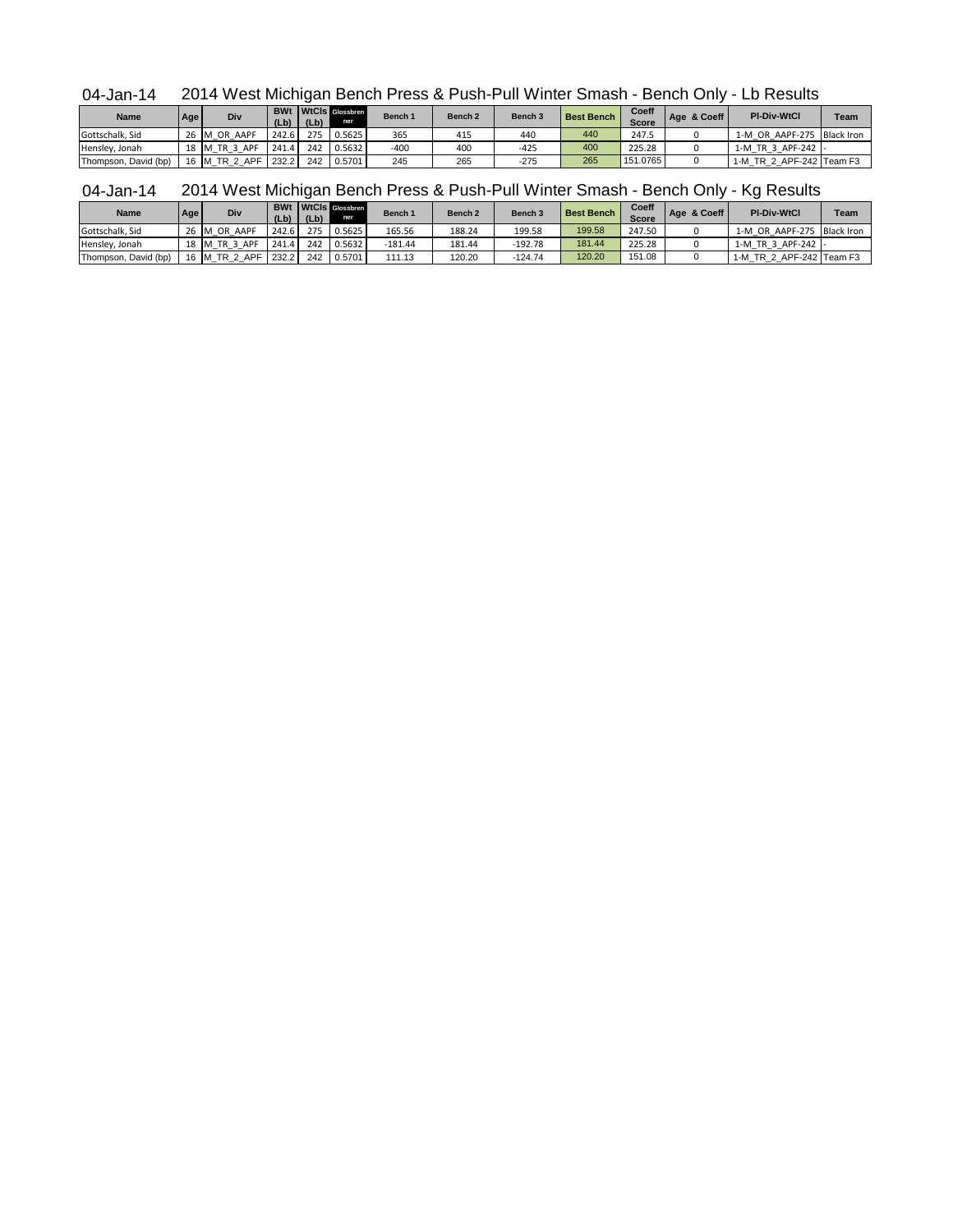## 04-Jan-14 2014 West Michigan Bench Press & Push-Pull Winter Smash - Bench Only - Lb Results

| Name | Age | Div | BWt (Lb) | WtCls (Lb) | Glossbrenner | Bench 1 | Bench 2 | Bench 3 | Best Bench | Coeff Score | Age & Coeff | Pl-Div-WtCl | Team |
|---|---|---|---|---|---|---|---|---|---|---|---|---|---|
| Gottschalk, Sid | 26 | M_OR_AAPF | 242.6 | 275 | 0.5625 | 365 | 415 | 440 | 440 | 247.5 | 0 | 1-M_OR_AAPF-275 | Black Iron |
| Hensley, Jonah | 18 | M_TR_3_APF | 241.4 | 242 | 0.5632 | -400 | 400 | -425 | 400 | 225.28 | 0 | 1-M_TR_3_APF-242 | - |
| Thompson, David (bp) | 16 | M_TR_2_APF | 232.2 | 242 | 0.5701 | 245 | 265 | -275 | 265 | 151.0765 | 0 | 1-M_TR_2_APF-242 | Team F3 |

## 04-Jan-14 2014 West Michigan Bench Press & Push-Pull Winter Smash - Bench Only - Kg Results

| Name | Age | Div | BWt (Lb) | WtCls (Lb) | Glossbrenner | Bench 1 | Bench 2 | Bench 3 | Best Bench | Coeff Score | Age & Coeff | Pl-Div-WtCl | Team |
|---|---|---|---|---|---|---|---|---|---|---|---|---|---|
| Gottschalk, Sid | 26 | M_OR_AAPF | 242.6 | 275 | 0.5625 | 165.56 | 188.24 | 199.58 | 199.58 | 247.50 | 0 | 1-M_OR_AAPF-275 | Black Iron |
| Hensley, Jonah | 18 | M_TR_3_APF | 241.4 | 242 | 0.5632 | -181.44 | 181.44 | -192.78 | 181.44 | 225.28 | 0 | 1-M_TR_3_APF-242 | - |
| Thompson, David (bp) | 16 | M_TR_2_APF | 232.2 | 242 | 0.5701 | 111.13 | 120.20 | -124.74 | 120.20 | 151.08 | 0 | 1-M_TR_2_APF-242 | Team F3 |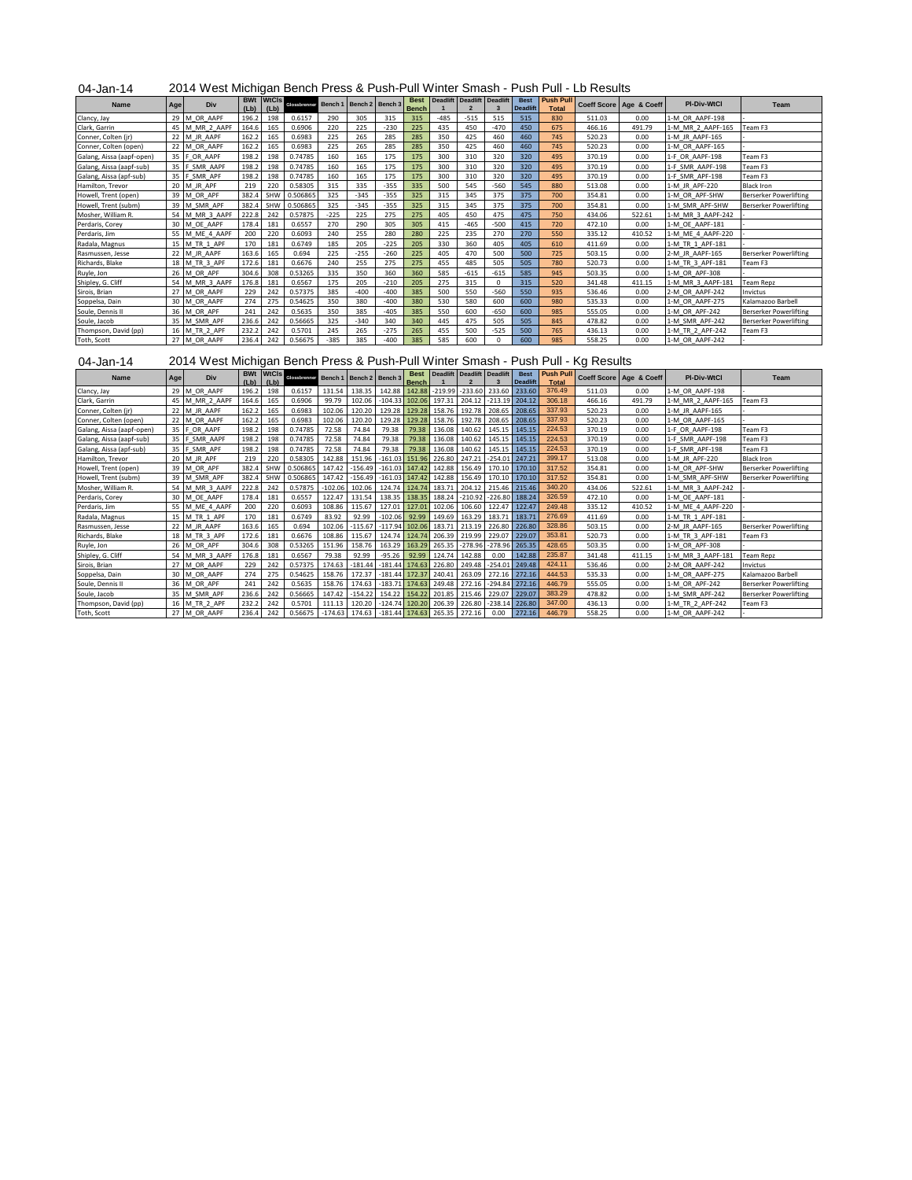04-Jan-14 2014 West Michigan Bench Press & Push-Pull Winter Smash - Push Pull - Lb Results

| Name | Age | Div | BWt (Lb) | WtCls (Lb) | Glossbrenner | Bench 1 | Bench 2 | Bench 3 | Best Bench | Deadlift 1 | Deadlift 2 | Deadlift 3 | Best Deadlift | Push Pull Total | Coeff Score | Age & Coeff | Pl-Div-WtCl | Team |
|---|---|---|---|---|---|---|---|---|---|---|---|---|---|---|---|---|---|---|
| Clancy, Jay | 29 | M_OR_AAPF | 196.2 | 198 | 0.6157 | 290 | 305 | 315 | 315 | -485 | -515 | 515 | 515 | 830 | 511.03 | 0.00 | 1-M_OR_AAPF-198 | - |
| Clark, Garrin | 45 | M_MR_2_AAPF | 164.6 | 165 | 0.6906 | 220 | 225 | -230 | 225 | 435 | 450 | -470 | 450 | 675 | 466.16 | 491.79 | 1-M_MR_2_AAPF-165 | Team F3 |
| Conner, Colten (jr) | 22 | M_JR_AAPF | 162.2 | 165 | 0.6983 | 225 | 265 | 285 | 285 | 350 | 425 | 460 | 460 | 745 | 520.23 | 0.00 | 1-M_JR_AAPF-165 | - |
| Conner, Colten (open) | 22 | M_OR_AAPF | 162.2 | 165 | 0.6983 | 225 | 265 | 285 | 285 | 350 | 425 | 460 | 460 | 745 | 520.23 | 0.00 | 1-M_OR_AAPF-165 | - |
| Galang, Aissa (aapf-open) | 35 | F_OR_AAPF | 198.2 | 198 | 0.74785 | 160 | 165 | 175 | 175 | 300 | 310 | 320 | 320 | 495 | 370.19 | 0.00 | 1-F_OR_AAPF-198 | Team F3 |
| Galang, Aissa (aapf-sub) | 35 | F_SMR_AAPF | 198.2 | 198 | 0.74785 | 160 | 165 | 175 | 175 | 300 | 310 | 320 | 320 | 495 | 370.19 | 0.00 | 1-F_SMR_AAPF-198 | Team F3 |
| Galang, Aissa (apf-sub) | 35 | F_SMR_APF | 198.2 | 198 | 0.74785 | 160 | 165 | 175 | 175 | 300 | 310 | 320 | 320 | 495 | 370.19 | 0.00 | 1-F_SMR_APF-198 | Team F3 |
| Hamilton, Trevor | 20 | M_JR_APF | 219 | 220 | 0.58305 | 315 | 335 | -355 | 335 | 500 | 545 | -560 | 545 | 880 | 513.08 | 0.00 | 1-M_JR_APF-220 | Black Iron |
| Howell, Trent (open) | 39 | M_OR_APF | 382.4 | SHW | 0.506865 | 325 | -345 | -355 | 325 | 315 | 345 | 375 | 375 | 700 | 354.81 | 0.00 | 1-M_OR_APF-SHW | Berserker Powerlifting |
| Howell, Trent (subm) | 39 | M_SMR_APF | 382.4 | SHW | 0.506865 | 325 | -345 | -355 | 325 | 315 | 345 | 375 | 375 | 700 | 354.81 | 0.00 | 1-M_SMR_APF-SHW | Berserker Powerlifting |
| Mosher, William R. | 54 | M_MR_3_AAPF | 222.8 | 242 | 0.57875 | -225 | 225 | 275 | 275 | 405 | 450 | 475 | 475 | 750 | 434.06 | 522.61 | 1-M_MR_3_AAPF-242 | - |
| Perdaris, Corey | 30 | M_OE_AAPF | 178.4 | 181 | 0.6557 | 270 | 290 | 305 | 305 | 415 | -465 | -500 | 415 | 720 | 472.10 | 0.00 | 1-M_OE_AAPF-181 | - |
| Perdaris, Jim | 55 | M_ME_4_AAPF | 200 | 220 | 0.6093 | 240 | 255 | 280 | 280 | 225 | 235 | 270 | 270 | 550 | 335.12 | 410.52 | 1-M_ME_4_AAPF-220 | - |
| Radala, Magnus | 15 | M_TR_1_APF | 170 | 181 | 0.6749 | 185 | 205 | -225 | 205 | 330 | 360 | 405 | 405 | 610 | 411.69 | 0.00 | 1-M_TR_1_APF-181 | - |
| Rasmussen, Jesse | 22 | M_JR_AAPF | 163.6 | 165 | 0.694 | 225 | -255 | -260 | 225 | 405 | 470 | 500 | 500 | 725 | 503.15 | 0.00 | 2-M_JR_AAPF-165 | Berserker Powerlifting |
| Richards, Blake | 18 | M_TR_3_APF | 172.6 | 181 | 0.6676 | 240 | 255 | 275 | 275 | 455 | 485 | 505 | 505 | 780 | 520.73 | 0.00 | 1-M_TR_3_APF-181 | Team F3 |
| Ruyle, Jon | 26 | M_OR_APF | 304.6 | 308 | 0.53265 | 335 | 350 | 360 | 360 | 585 | -615 | -615 | 585 | 945 | 503.35 | 0.00 | 1-M_OR_APF-308 | - |
| Shipley, G. Cliff | 54 | M_MR_3_AAPF | 176.8 | 181 | 0.6567 | 175 | 205 | -210 | 205 | 275 | 315 | 0 | 315 | 520 | 341.48 | 411.15 | 1-M_MR_3_AAPF-181 | Team Repz |
| Sirois, Brian | 27 | M_OR_AAPF | 229 | 242 | 0.57375 | 385 | -400 | -400 | 385 | 500 | 550 | -560 | 550 | 935 | 536.46 | 0.00 | 2-M_OR_AAPF-242 | Invictus |
| Soppelsa, Dain | 30 | M_OR_AAPF | 274 | 275 | 0.54625 | 350 | 380 | -400 | 380 | 530 | 580 | 600 | 600 | 980 | 535.33 | 0.00 | 1-M_OR_AAPF-275 | Kalamazoo Barbell |
| Soule, Dennis II | 36 | M_OR_APF | 241 | 242 | 0.5635 | 350 | 385 | -405 | 385 | 550 | 600 | -650 | 600 | 985 | 555.05 | 0.00 | 1-M_OR_APF-242 | Berserker Powerlifting |
| Soule, Jacob | 35 | M_SMR_APF | 236.6 | 242 | 0.56665 | 325 | -340 | 340 | 340 | 445 | 475 | 505 | 505 | 845 | 478.82 | 0.00 | 1-M_SMR_APF-242 | Berserker Powerlifting |
| Thompson, David (pp) | 16 | M_TR_2_APF | 232.2 | 242 | 0.5701 | 245 | 265 | -275 | 265 | 455 | 500 | -525 | 500 | 765 | 436.13 | 0.00 | 1-M_TR_2_APF-242 | Team F3 |
| Toth, Scott | 27 | M_OR_AAPF | 236.4 | 242 | 0.56675 | -385 | 385 | -400 | 385 | 585 | 600 | 0 | 600 | 985 | 558.25 | 0.00 | 1-M_OR_AAPF-242 | - |

04-Jan-14 2014 West Michigan Bench Press & Push-Pull Winter Smash - Push Pull - Kg Results

| Name | Age | Div | BWt (Lb) | WtCls (Lb) | Glossbrenner | Bench 1 | Bench 2 | Bench 3 | Best Bench | Deadlift 1 | Deadlift 2 | Deadlift 3 | Best Deadlift | Push Pull Total | Coeff Score | Age & Coeff | Pl-Div-WtCl | Team |
|---|---|---|---|---|---|---|---|---|---|---|---|---|---|---|---|---|---|---|
| Clancy, Jay | 29 | M_OR_AAPF | 196.2 | 198 | 0.6157 | 131.54 | 138.35 | 142.88 | 142.88 | -219.99 | -233.60 | 233.60 | 233.60 | 376.49 | 511.03 | 0.00 | 1-M_OR_AAPF-198 | - |
| Clark, Garrin | 45 | M_MR_2_AAPF | 164.6 | 165 | 0.6906 | 99.79 | 102.06 | -104.33 | 102.06 | 197.31 | 204.12 | -213.19 | 204.12 | 306.18 | 466.16 | 491.79 | 1-M_MR_2_AAPF-165 | Team F3 |
| Conner, Colten (jr) | 22 | M_JR_AAPF | 162.2 | 165 | 0.6983 | 102.06 | 120.20 | 129.28 | 129.28 | 158.76 | 192.78 | 208.65 | 208.65 | 337.93 | 520.23 | 0.00 | 1-M_JR_AAPF-165 | - |
| Conner, Colten (open) | 22 | M_OR_AAPF | 162.2 | 165 | 0.6983 | 102.06 | 120.20 | 129.28 | 129.28 | 158.76 | 192.78 | 208.65 | 208.65 | 337.93 | 520.23 | 0.00 | 1-M_OR_AAPF-165 | - |
| Galang, Aissa (aapf-open) | 35 | F_OR_AAPF | 198.2 | 198 | 0.74785 | 72.58 | 74.84 | 79.38 | 79.38 | 136.08 | 140.62 | 145.15 | 145.15 | 224.53 | 370.19 | 0.00 | 1-F_OR_AAPF-198 | Team F3 |
| Galang, Aissa (aapf-sub) | 35 | F_SMR_AAPF | 198.2 | 198 | 0.74785 | 72.58 | 74.84 | 79.38 | 79.38 | 136.08 | 140.62 | 145.15 | 145.15 | 224.53 | 370.19 | 0.00 | 1-F_SMR_AAPF-198 | Team F3 |
| Galang, Aissa (apf-sub) | 35 | F_SMR_APF | 198.2 | 198 | 0.74785 | 72.58 | 74.84 | 79.38 | 79.38 | 136.08 | 140.62 | 145.15 | 145.15 | 224.53 | 370.19 | 0.00 | 1-F_SMR_APF-198 | Team F3 |
| Hamilton, Trevor | 20 | M_JR_APF | 219 | 220 | 0.58305 | 142.88 | 151.96 | -161.03 | 151.96 | 226.80 | 247.21 | -254.01 | 247.21 | 399.17 | 513.08 | 0.00 | 1-M_JR_APF-220 | Black Iron |
| Howell, Trent (open) | 39 | M_OR_APF | 382.4 | SHW | 0.506865 | 147.42 | -156.49 | -161.03 | 147.42 | 142.88 | 156.49 | 170.10 | 170.10 | 317.52 | 354.81 | 0.00 | 1-M_OR_APF-SHW | Berserker Powerlifting |
| Howell, Trent (subm) | 39 | M_SMR_APF | 382.4 | SHW | 0.506865 | 147.42 | -156.49 | -161.03 | 147.42 | 142.88 | 156.49 | 170.10 | 170.10 | 317.52 | 354.81 | 0.00 | 1-M_SMR_APF-SHW | Berserker Powerlifting |
| Mosher, William R. | 54 | M_MR_3_AAPF | 222.8 | 242 | 0.57875 | -102.06 | 102.06 | 124.74 | 124.74 | 183.71 | 204.12 | 215.46 | 215.46 | 340.20 | 434.06 | 522.61 | 1-M_MR_3_AAPF-242 | - |
| Perdaris, Corey | 30 | M_OE_AAPF | 178.4 | 181 | 0.6557 | 122.47 | 131.54 | 138.35 | 138.35 | 188.24 | -210.92 | -226.80 | 188.24 | 326.59 | 472.10 | 0.00 | 1-M_OE_AAPF-181 | - |
| Perdaris, Jim | 55 | M_ME_4_AAPF | 200 | 220 | 0.6093 | 108.86 | 115.67 | 127.01 | 127.01 | 102.06 | 106.60 | 122.47 | 122.47 | 249.48 | 335.12 | 410.52 | 1-M_ME_4_AAPF-220 | - |
| Radala, Magnus | 15 | M_TR_1_APF | 170 | 181 | 0.6749 | 83.92 | 92.99 | -102.06 | 92.99 | 149.69 | 163.29 | 183.71 | 183.71 | 276.69 | 411.69 | 0.00 | 1-M_TR_1_APF-181 | - |
| Rasmussen, Jesse | 22 | M_JR_AAPF | 163.6 | 165 | 0.694 | 102.06 | -115.67 | -117.94 | 102.06 | 183.71 | 213.19 | 226.80 | 226.80 | 328.86 | 503.15 | 0.00 | 2-M_JR_AAPF-165 | Berserker Powerlifting |
| Richards, Blake | 18 | M_TR_3_APF | 172.6 | 181 | 0.6676 | 108.86 | 115.67 | 124.74 | 124.74 | 206.39 | 219.99 | 229.07 | 229.07 | 353.81 | 520.73 | 0.00 | 1-M_TR_3_APF-181 | Team F3 |
| Ruyle, Jon | 26 | M_OR_APF | 304.6 | 308 | 0.53265 | 151.96 | 158.76 | 163.29 | 163.29 | 265.35 | -278.96 | -278.96 | 265.35 | 428.65 | 503.35 | 0.00 | 1-M_OR_APF-308 | - |
| Shipley, G. Cliff | 54 | M_MR_3_AAPF | 176.8 | 181 | 0.6567 | 79.38 | 92.99 | -95.26 | 92.99 | 124.74 | 142.88 | 0.00 | 142.88 | 235.87 | 341.48 | 411.15 | 1-M_MR_3_AAPF-181 | Team Repz |
| Sirois, Brian | 27 | M_OR_AAPF | 229 | 242 | 0.57375 | 174.63 | -181.44 | -181.44 | 174.63 | 226.80 | 249.48 | -254.01 | 249.48 | 424.11 | 536.46 | 0.00 | 2-M_OR_AAPF-242 | Invictus |
| Soppelsa, Dain | 30 | M_OR_AAPF | 274 | 275 | 0.54625 | 158.76 | 172.37 | -181.44 | 172.37 | 240.41 | 263.09 | 272.16 | 272.16 | 444.53 | 535.33 | 0.00 | 1-M_OR_AAPF-275 | Kalamazoo Barbell |
| Soule, Dennis II | 36 | M_OR_APF | 241 | 242 | 0.5635 | 158.76 | 174.63 | -183.71 | 174.63 | 249.48 | 272.16 | -294.84 | 272.16 | 446.79 | 555.05 | 0.00 | 1-M_OR_APF-242 | Berserker Powerlifting |
| Soule, Jacob | 35 | M_SMR_APF | 236.6 | 242 | 0.56665 | 147.42 | -154.22 | 154.22 | 154.22 | 201.85 | 215.46 | 229.07 | 229.07 | 383.29 | 478.82 | 0.00 | 1-M_SMR_APF-242 | Berserker Powerlifting |
| Thompson, David (pp) | 16 | M_TR_2_APF | 232.2 | 242 | 0.5701 | 111.13 | 120.20 | -124.74 | 120.20 | 206.39 | 226.80 | -238.14 | 226.80 | 347.00 | 436.13 | 0.00 | 1-M_TR_2_APF-242 | Team F3 |
| Toth, Scott | 27 | M_OR_AAPF | 236.4 | 242 | 0.56675 | -174.63 | 174.63 | -181.44 | 174.63 | 265.35 | 272.16 | 0.00 | 272.16 | 446.79 | 558.25 | 0.00 | 1-M_OR_AAPF-242 | - |